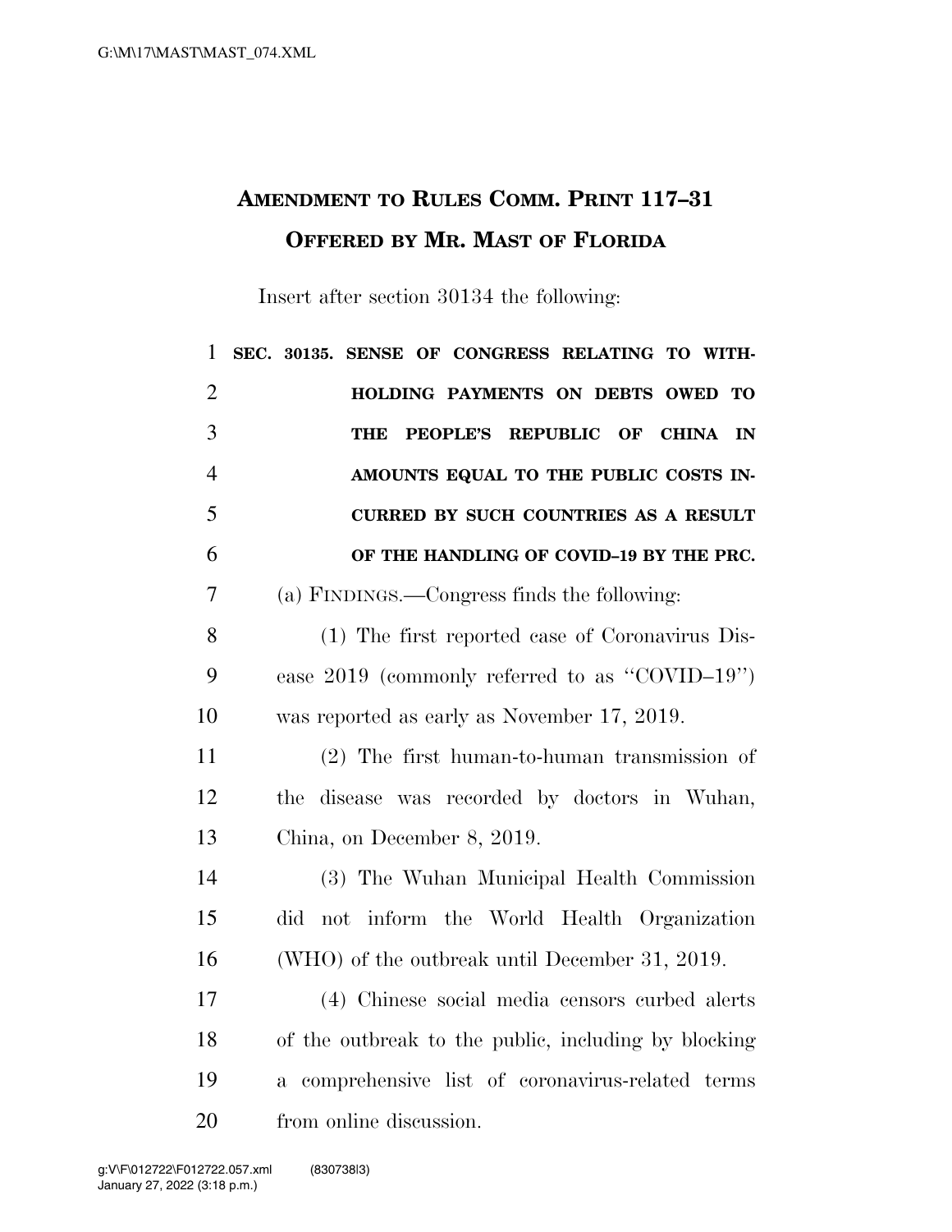# AMENDMENT TO RULES COMM. PRINT 117–31 OFFERED BY MR. MAST OF FLORIDA

Insert after section 30134 the following:

**SEC. 30135. SENSE OF CONGRESS RELATING TO WITHHOLDING PAYMENTS ON DEBTS OWED TO THE PEOPLE'S REPUBLIC OF CHINA IN AMOUNTS EQUAL TO THE PUBLIC COSTS INCURRED BY SUCH COUNTRIES AS A RESULT OF THE HANDLING OF COVID–19 BY THE PRC.**

(a) FINDINGS.—Congress finds the following:

(1) The first reported case of Coronavirus Disease 2019 (commonly referred to as "COVID–19") was reported as early as November 17, 2019.

(2) The first human-to-human transmission of the disease was recorded by doctors in Wuhan, China, on December 8, 2019.

(3) The Wuhan Municipal Health Commission did not inform the World Health Organization (WHO) of the outbreak until December 31, 2019.

(4) Chinese social media censors curbed alerts of the outbreak to the public, including by blocking a comprehensive list of coronavirus-related terms from online discussion.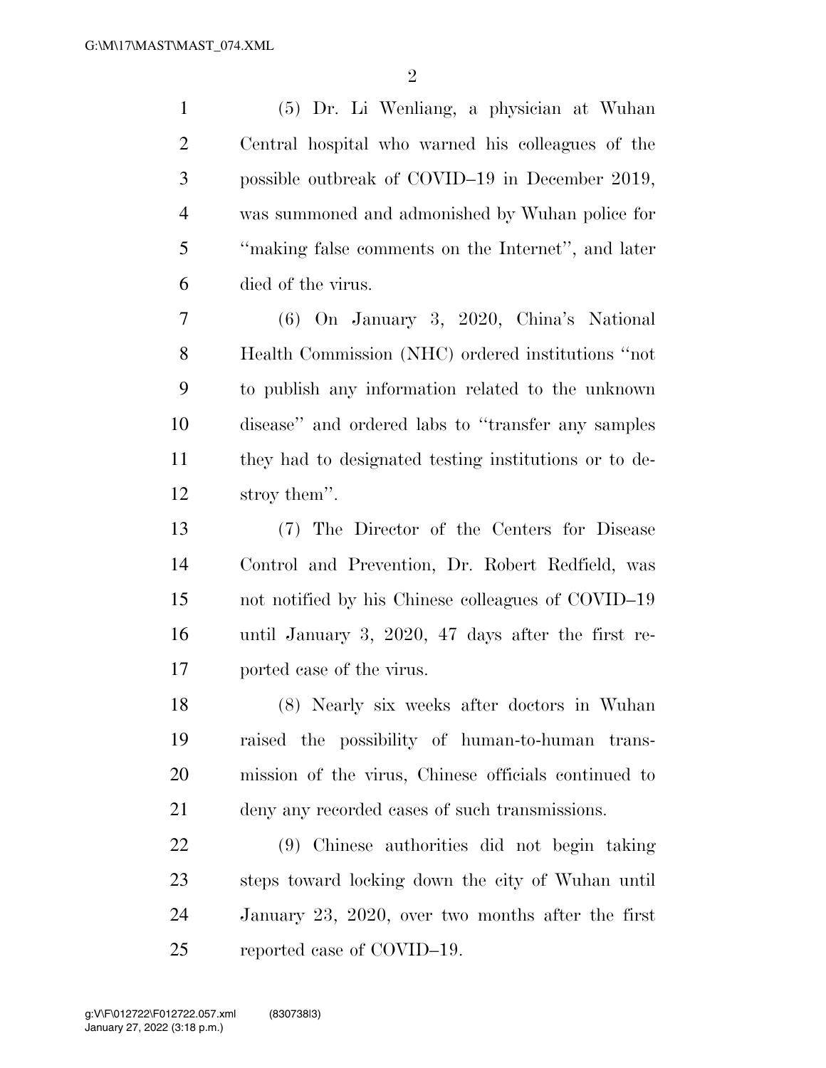(5) Dr. Li Wenliang, a physician at Wuhan Central hospital who warned his colleagues of the possible outbreak of COVID–19 in December 2019, was summoned and admonished by Wuhan police for "making false comments on the Internet", and later died of the virus.

(6) On January 3, 2020, China's National Health Commission (NHC) ordered institutions "not to publish any information related to the unknown disease" and ordered labs to "transfer any samples they had to designated testing institutions or to destroy them".

(7) The Director of the Centers for Disease Control and Prevention, Dr. Robert Redfield, was not notified by his Chinese colleagues of COVID–19 until January 3, 2020, 47 days after the first reported case of the virus.

(8) Nearly six weeks after doctors in Wuhan raised the possibility of human-to-human transmission of the virus, Chinese officials continued to deny any recorded cases of such transmissions.

(9) Chinese authorities did not begin taking steps toward locking down the city of Wuhan until January 23, 2020, over two months after the first reported case of COVID–19.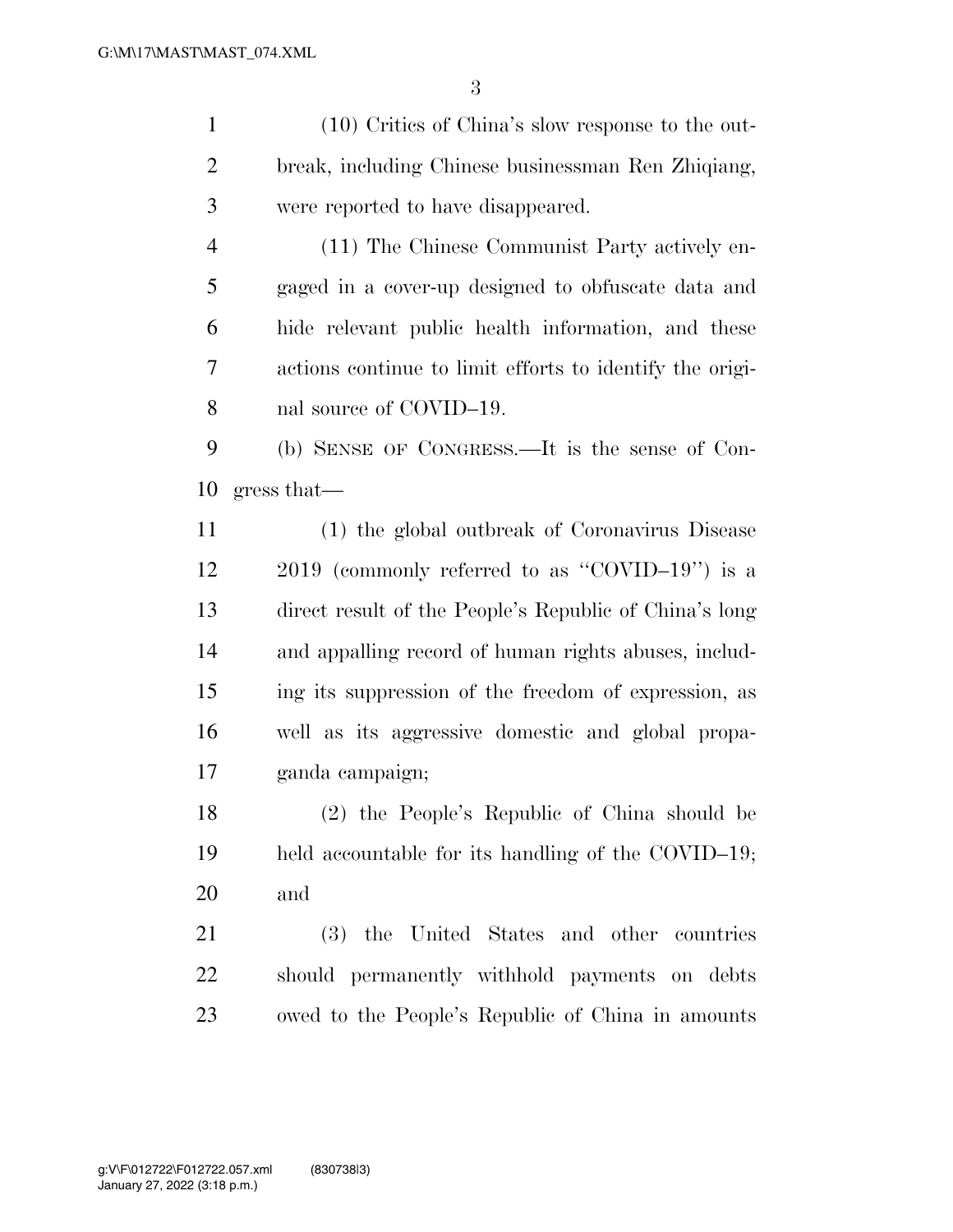(10) Critics of China's slow response to the outbreak, including Chinese businessman Ren Zhiqiang, were reported to have disappeared.

(11) The Chinese Communist Party actively engaged in a cover-up designed to obfuscate data and hide relevant public health information, and these actions continue to limit efforts to identify the original source of COVID–19.

(b) SENSE OF CONGRESS.—It is the sense of Congress that—

(1) the global outbreak of Coronavirus Disease 2019 (commonly referred to as ''COVID–19'') is a direct result of the People's Republic of China's long and appalling record of human rights abuses, including its suppression of the freedom of expression, as well as its aggressive domestic and global propaganda campaign;

(2) the People's Republic of China should be held accountable for its handling of the COVID–19; and

(3) the United States and other countries should permanently withhold payments on debts owed to the People's Republic of China in amounts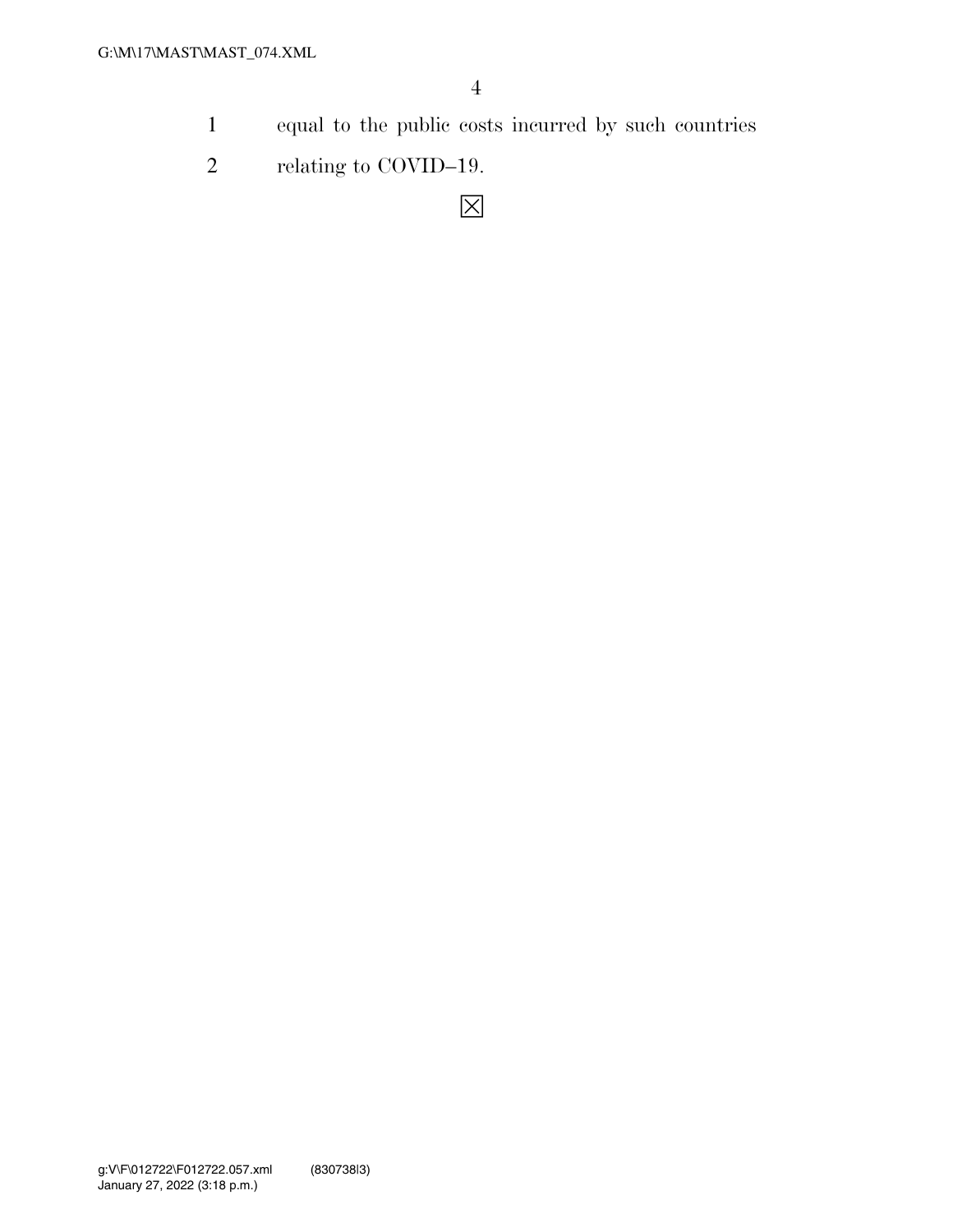equal to the public costs incurred by such countries relating to COVID–19.